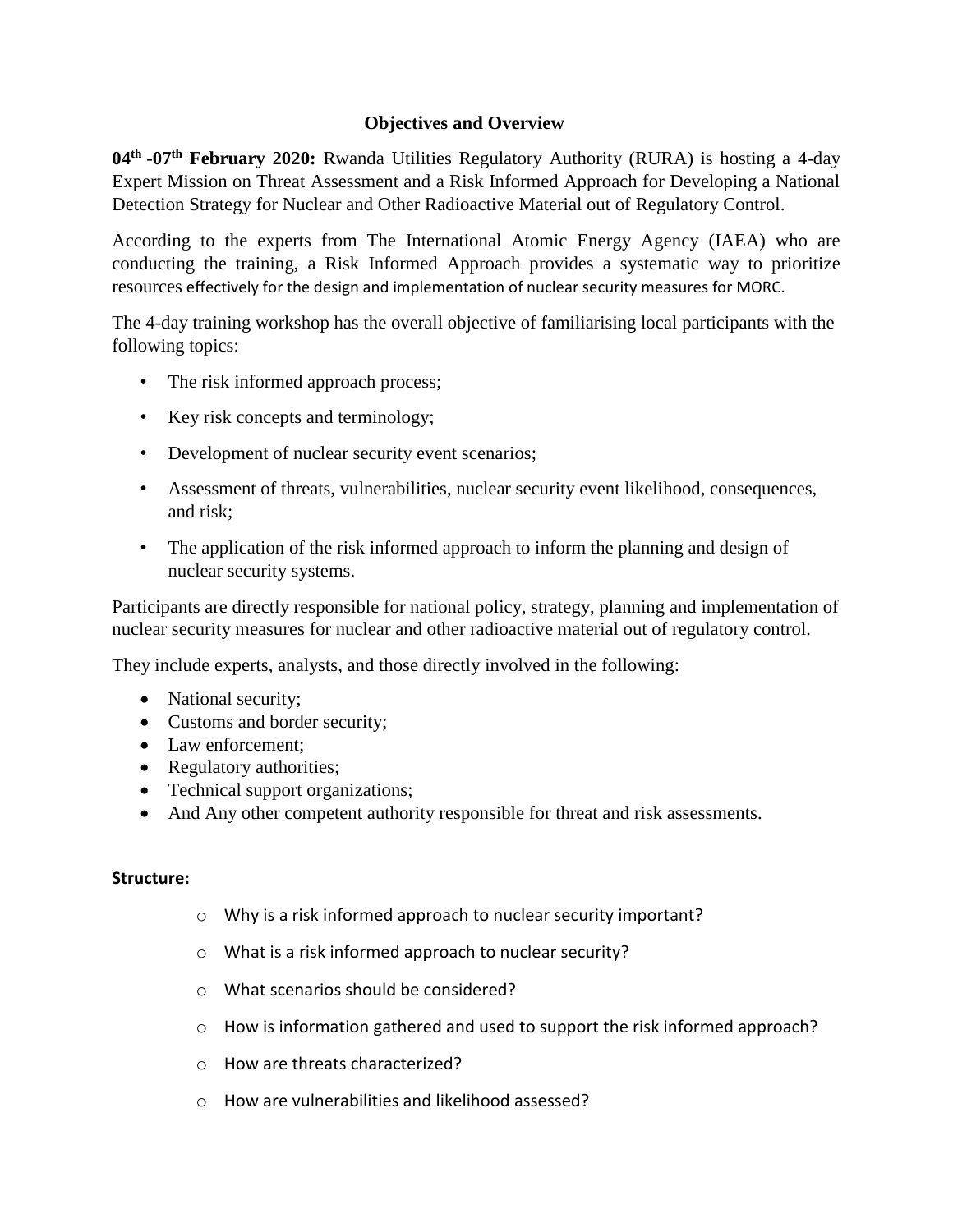## Objectives and Overview

**04th -07th February 2020:** Rwanda Utilities Regulatory Authority (RURA) is hosting a 4-day Expert Mission on Threat Assessment and a Risk Informed Approach for Developing a National Detection Strategy for Nuclear and Other Radioactive Material out of Regulatory Control.

According to the experts from The International Atomic Energy Agency (IAEA) who are conducting the training, a Risk Informed Approach provides a systematic way to prioritize resources effectively for the design and implementation of nuclear security measures for MORC.

The 4-day training workshop has the overall objective of familiarising local participants with the following topics:

- The risk informed approach process;
- Key risk concepts and terminology;
- Development of nuclear security event scenarios;
- Assessment of threats, vulnerabilities, nuclear security event likelihood, consequences, and risk;
- The application of the risk informed approach to inform the planning and design of nuclear security systems.

Participants are directly responsible for national policy, strategy, planning and implementation of nuclear security measures for nuclear and other radioactive material out of regulatory control.

They include experts, analysts, and those directly involved in the following:

- National security;
- Customs and border security;
- Law enforcement;
- Regulatory authorities;
- Technical support organizations;
- And Any other competent authority responsible for threat and risk assessments.

**Structure:**

- Why is a risk informed approach to nuclear security important?
- What is a risk informed approach to nuclear security?
- What scenarios should be considered?
- How is information gathered and used to support the risk informed approach?
- How are threats characterized?
- How are vulnerabilities and likelihood assessed?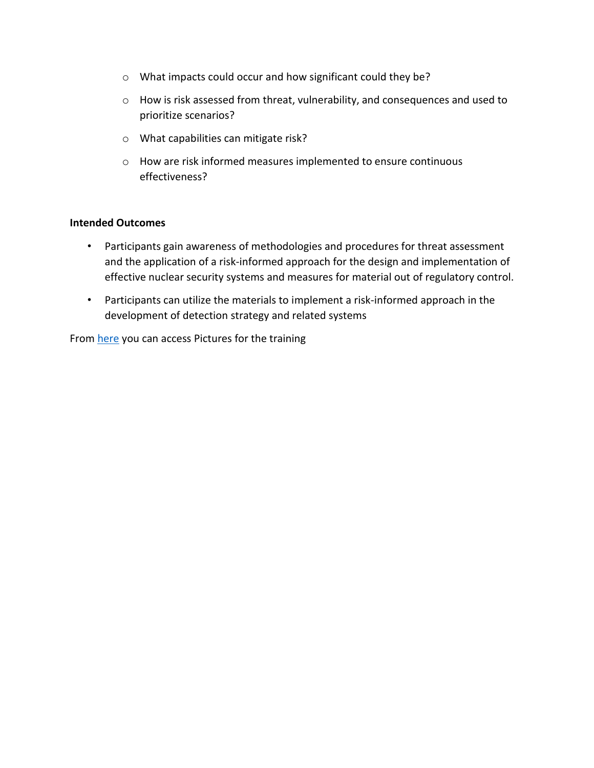- What impacts could occur and how significant could they be?
   - How is risk assessed from threat, vulnerability, and consequences and used to prioritize scenarios?
   - What capabilities can mitigate risk?
   - How are risk informed measures implemented to ensure continuous effectiveness?

**Intended Outcomes**

- Participants gain awareness of methodologies and procedures for threat assessment and the application of a risk-informed approach for the design and implementation of effective nuclear security systems and measures for material out of regulatory control.
- Participants can utilize the materials to implement a risk-informed approach in the development of detection strategy and related systems

From here you can access Pictures for the training